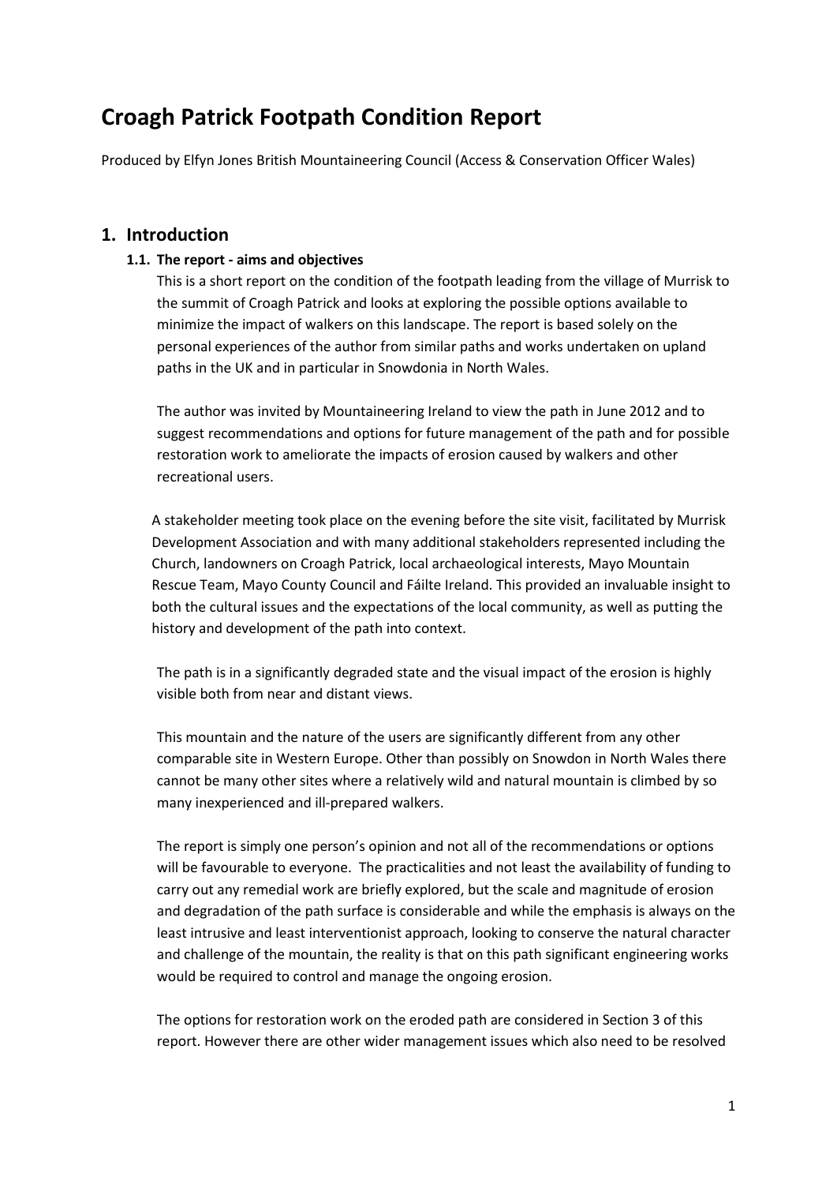# Croagh Patrick Footpath Condition Report

Produced by Elfyn Jones British Mountaineering Council (Access & Conservation Officer Wales)

## 1. Introduction

### 1.1. The report - aims and objectives

This is a short report on the condition of the footpath leading from the village of Murrisk to the summit of Croagh Patrick and looks at exploring the possible options available to minimize the impact of walkers on this landscape. The report is based solely on the personal experiences of the author from similar paths and works undertaken on upland paths in the UK and in particular in Snowdonia in North Wales.

The author was invited by Mountaineering Ireland to view the path in June 2012 and to suggest recommendations and options for future management of the path and for possible restoration work to ameliorate the impacts of erosion caused by walkers and other recreational users.

A stakeholder meeting took place on the evening before the site visit, facilitated by Murrisk Development Association and with many additional stakeholders represented including the Church, landowners on Croagh Patrick, local archaeological interests, Mayo Mountain Rescue Team, Mayo County Council and Fáilte Ireland. This provided an invaluable insight to both the cultural issues and the expectations of the local community, as well as putting the history and development of the path into context.

The path is in a significantly degraded state and the visual impact of the erosion is highly visible both from near and distant views.

This mountain and the nature of the users are significantly different from any other comparable site in Western Europe. Other than possibly on Snowdon in North Wales there cannot be many other sites where a relatively wild and natural mountain is climbed by so many inexperienced and ill-prepared walkers.

The report is simply one person's opinion and not all of the recommendations or options will be favourable to everyone. The practicalities and not least the availability of funding to carry out any remedial work are briefly explored, but the scale and magnitude of erosion and degradation of the path surface is considerable and while the emphasis is always on the least intrusive and least interventionist approach, looking to conserve the natural character and challenge of the mountain, the reality is that on this path significant engineering works would be required to control and manage the ongoing erosion.

The options for restoration work on the eroded path are considered in Section 3 of this report. However there are other wider management issues which also need to be resolved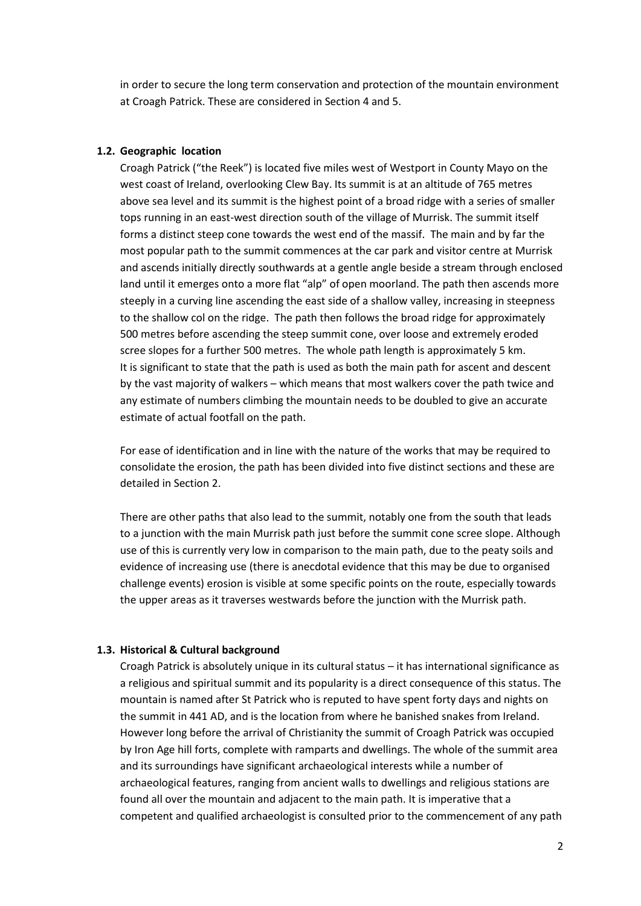in order to secure the long term conservation and protection of the mountain environment at Croagh Patrick. These are considered in Section 4 and 5.

### 1.2. Geographic location

Croagh Patrick ("the Reek") is located five miles west of Westport in County Mayo on the west coast of Ireland, overlooking Clew Bay. Its summit is at an altitude of 765 metres above sea level and its summit is the highest point of a broad ridge with a series of smaller tops running in an east-west direction south of the village of Murrisk. The summit itself forms a distinct steep cone towards the west end of the massif. The main and by far the most popular path to the summit commences at the car park and visitor centre at Murrisk and ascends initially directly southwards at a gentle angle beside a stream through enclosed land until it emerges onto a more flat "alp" of open moorland. The path then ascends more steeply in a curving line ascending the east side of a shallow valley, increasing in steepness to the shallow col on the ridge. The path then follows the broad ridge for approximately 500 metres before ascending the steep summit cone, over loose and extremely eroded scree slopes for a further 500 metres. The whole path length is approximately 5 km. It is significant to state that the path is used as both the main path for ascent and descent by the vast majority of walkers – which means that most walkers cover the path twice and any estimate of numbers climbing the mountain needs to be doubled to give an accurate estimate of actual footfall on the path.

For ease of identification and in line with the nature of the works that may be required to consolidate the erosion, the path has been divided into five distinct sections and these are detailed in Section 2.

There are other paths that also lead to the summit, notably one from the south that leads to a junction with the main Murrisk path just before the summit cone scree slope. Although use of this is currently very low in comparison to the main path, due to the peaty soils and evidence of increasing use (there is anecdotal evidence that this may be due to organised challenge events) erosion is visible at some specific points on the route, especially towards the upper areas as it traverses westwards before the junction with the Murrisk path.

### 1.3. Historical & Cultural background

Croagh Patrick is absolutely unique in its cultural status – it has international significance as a religious and spiritual summit and its popularity is a direct consequence of this status. The mountain is named after St Patrick who is reputed to have spent forty days and nights on the summit in 441 AD, and is the location from where he banished snakes from Ireland. However long before the arrival of Christianity the summit of Croagh Patrick was occupied by Iron Age hill forts, complete with ramparts and dwellings. The whole of the summit area and its surroundings have significant archaeological interests while a number of archaeological features, ranging from ancient walls to dwellings and religious stations are found all over the mountain and adjacent to the main path. It is imperative that a competent and qualified archaeologist is consulted prior to the commencement of any path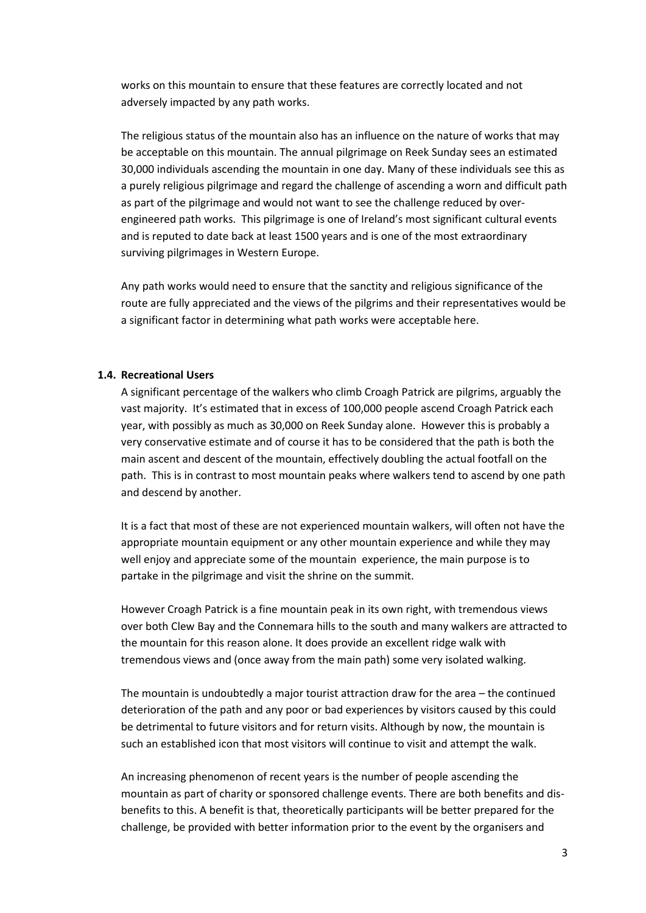works on this mountain to ensure that these features are correctly located and not adversely impacted by any path works.

The religious status of the mountain also has an influence on the nature of works that may be acceptable on this mountain. The annual pilgrimage on Reek Sunday sees an estimated 30,000 individuals ascending the mountain in one day. Many of these individuals see this as a purely religious pilgrimage and regard the challenge of ascending a worn and difficult path as part of the pilgrimage and would not want to see the challenge reduced by over-engineered path works. This pilgrimage is one of Ireland's most significant cultural events and is reputed to date back at least 1500 years and is one of the most extraordinary surviving pilgrimages in Western Europe.

Any path works would need to ensure that the sanctity and religious significance of the route are fully appreciated and the views of the pilgrims and their representatives would be a significant factor in determining what path works were acceptable here.

### 1.4. Recreational Users

A significant percentage of the walkers who climb Croagh Patrick are pilgrims, arguably the vast majority. It's estimated that in excess of 100,000 people ascend Croagh Patrick each year, with possibly as much as 30,000 on Reek Sunday alone. However this is probably a very conservative estimate and of course it has to be considered that the path is both the main ascent and descent of the mountain, effectively doubling the actual footfall on the path. This is in contrast to most mountain peaks where walkers tend to ascend by one path and descend by another.

It is a fact that most of these are not experienced mountain walkers, will often not have the appropriate mountain equipment or any other mountain experience and while they may well enjoy and appreciate some of the mountain experience, the main purpose is to partake in the pilgrimage and visit the shrine on the summit.

However Croagh Patrick is a fine mountain peak in its own right, with tremendous views over both Clew Bay and the Connemara hills to the south and many walkers are attracted to the mountain for this reason alone. It does provide an excellent ridge walk with tremendous views and (once away from the main path) some very isolated walking.

The mountain is undoubtedly a major tourist attraction draw for the area – the continued deterioration of the path and any poor or bad experiences by visitors caused by this could be detrimental to future visitors and for return visits. Although by now, the mountain is such an established icon that most visitors will continue to visit and attempt the walk.

An increasing phenomenon of recent years is the number of people ascending the mountain as part of charity or sponsored challenge events. There are both benefits and dis-benefits to this. A benefit is that, theoretically participants will be better prepared for the challenge, be provided with better information prior to the event by the organisers and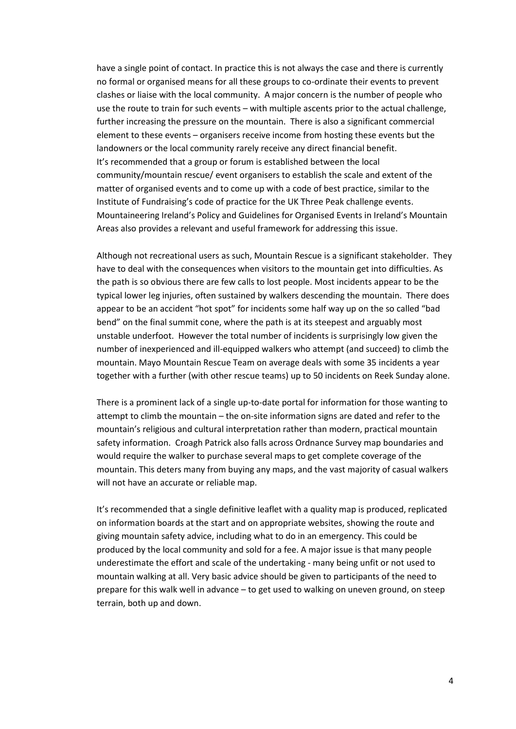have a single point of contact. In practice this is not always the case and there is currently no formal or organised means for all these groups to co-ordinate their events to prevent clashes or liaise with the local community. A major concern is the number of people who use the route to train for such events – with multiple ascents prior to the actual challenge, further increasing the pressure on the mountain. There is also a significant commercial element to these events – organisers receive income from hosting these events but the landowners or the local community rarely receive any direct financial benefit.
It's recommended that a group or forum is established between the local community/mountain rescue/ event organisers to establish the scale and extent of the matter of organised events and to come up with a code of best practice, similar to the Institute of Fundraising's code of practice for the UK Three Peak challenge events. Mountaineering Ireland's Policy and Guidelines for Organised Events in Ireland's Mountain Areas also provides a relevant and useful framework for addressing this issue.

Although not recreational users as such, Mountain Rescue is a significant stakeholder. They have to deal with the consequences when visitors to the mountain get into difficulties. As the path is so obvious there are few calls to lost people. Most incidents appear to be the typical lower leg injuries, often sustained by walkers descending the mountain. There does appear to be an accident "hot spot" for incidents some half way up on the so called "bad bend" on the final summit cone, where the path is at its steepest and arguably most unstable underfoot. However the total number of incidents is surprisingly low given the number of inexperienced and ill-equipped walkers who attempt (and succeed) to climb the mountain. Mayo Mountain Rescue Team on average deals with some 35 incidents a year together with a further (with other rescue teams) up to 50 incidents on Reek Sunday alone.

There is a prominent lack of a single up-to-date portal for information for those wanting to attempt to climb the mountain – the on-site information signs are dated and refer to the mountain's religious and cultural interpretation rather than modern, practical mountain safety information. Croagh Patrick also falls across Ordnance Survey map boundaries and would require the walker to purchase several maps to get complete coverage of the mountain. This deters many from buying any maps, and the vast majority of casual walkers will not have an accurate or reliable map.

It's recommended that a single definitive leaflet with a quality map is produced, replicated on information boards at the start and on appropriate websites, showing the route and giving mountain safety advice, including what to do in an emergency. This could be produced by the local community and sold for a fee. A major issue is that many people underestimate the effort and scale of the undertaking - many being unfit or not used to mountain walking at all. Very basic advice should be given to participants of the need to prepare for this walk well in advance – to get used to walking on uneven ground, on steep terrain, both up and down.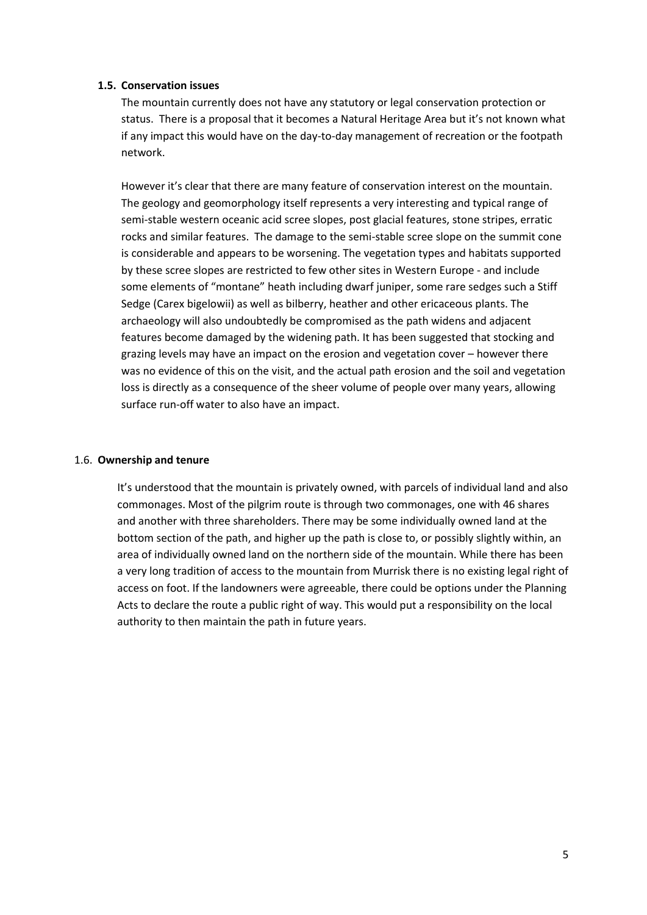### 1.5. Conservation issues

The mountain currently does not have any statutory or legal conservation protection or status. There is a proposal that it becomes a Natural Heritage Area but it's not known what if any impact this would have on the day-to-day management of recreation or the footpath network.

However it's clear that there are many feature of conservation interest on the mountain. The geology and geomorphology itself represents a very interesting and typical range of semi-stable western oceanic acid scree slopes, post glacial features, stone stripes, erratic rocks and similar features. The damage to the semi-stable scree slope on the summit cone is considerable and appears to be worsening. The vegetation types and habitats supported by these scree slopes are restricted to few other sites in Western Europe - and include some elements of "montane" heath including dwarf juniper, some rare sedges such a Stiff Sedge (Carex bigelowii) as well as bilberry, heather and other ericaceous plants. The archaeology will also undoubtedly be compromised as the path widens and adjacent features become damaged by the widening path. It has been suggested that stocking and grazing levels may have an impact on the erosion and vegetation cover – however there was no evidence of this on the visit, and the actual path erosion and the soil and vegetation loss is directly as a consequence of the sheer volume of people over many years, allowing surface run-off water to also have an impact.

### 1.6. Ownership and tenure

It's understood that the mountain is privately owned, with parcels of individual land and also commonages. Most of the pilgrim route is through two commonages, one with 46 shares and another with three shareholders. There may be some individually owned land at the bottom section of the path, and higher up the path is close to, or possibly slightly within, an area of individually owned land on the northern side of the mountain. While there has been a very long tradition of access to the mountain from Murrisk there is no existing legal right of access on foot. If the landowners were agreeable, there could be options under the Planning Acts to declare the route a public right of way. This would put a responsibility on the local authority to then maintain the path in future years.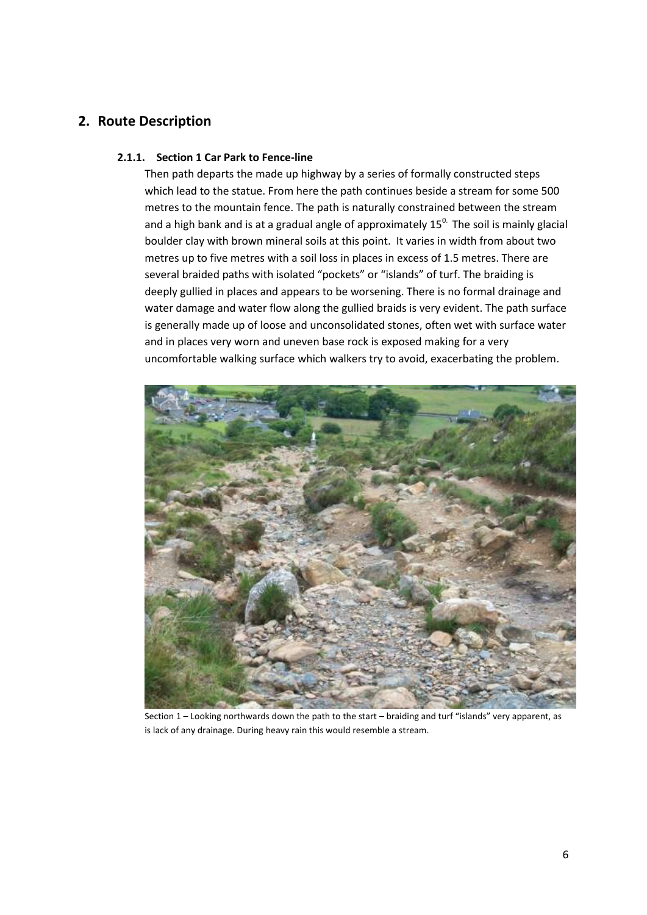## 2. Route Description

### 2.1.1. Section 1 Car Park to Fence-line

Then path departs the made up highway by a series of formally constructed steps which lead to the statue. From here the path continues beside a stream for some 500 metres to the mountain fence. The path is naturally constrained between the stream and a high bank and is at a gradual angle of approximately $15^{0.}$ The soil is mainly glacial boulder clay with brown mineral soils at this point. It varies in width from about two metres up to five metres with a soil loss in places in excess of 1.5 metres. There are several braided paths with isolated "pockets" or "islands" of turf. The braiding is deeply gullied in places and appears to be worsening. There is no formal drainage and water damage and water flow along the gullied braids is very evident. The path surface is generally made up of loose and unconsolidated stones, often wet with surface water and in places very worn and uneven base rock is exposed making for a very uncomfortable walking surface which walkers try to avoid, exacerbating the problem.

Section 1 – Looking northwards down the path to the start – braiding and turf "islands" very apparent, as is lack of any drainage. During heavy rain this would resemble a stream.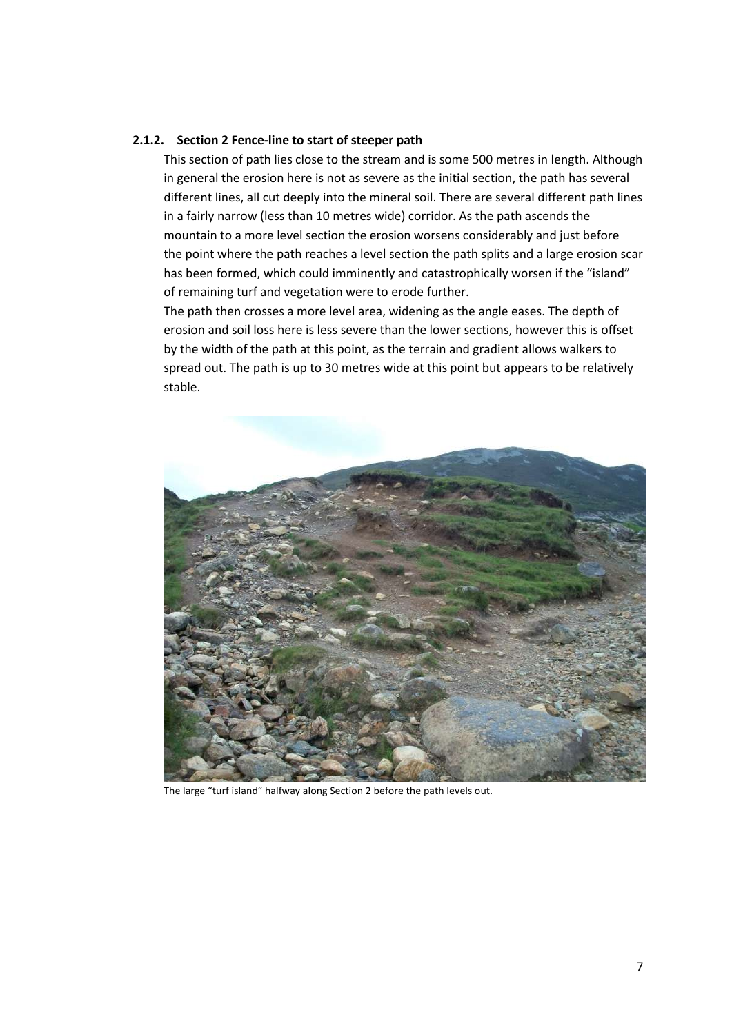### 2.1.2. Section 2 Fence-line to start of steeper path

This section of path lies close to the stream and is some 500 metres in length. Although in general the erosion here is not as severe as the initial section, the path has several different lines, all cut deeply into the mineral soil. There are several different path lines in a fairly narrow (less than 10 metres wide) corridor. As the path ascends the mountain to a more level section the erosion worsens considerably and just before the point where the path reaches a level section the path splits and a large erosion scar has been formed, which could imminently and catastrophically worsen if the "island" of remaining turf and vegetation were to erode further.

The path then crosses a more level area, widening as the angle eases. The depth of erosion and soil loss here is less severe than the lower sections, however this is offset by the width of the path at this point, as the terrain and gradient allows walkers to spread out. The path is up to 30 metres wide at this point but appears to be relatively stable.

The large "turf island" halfway along Section 2 before the path levels out.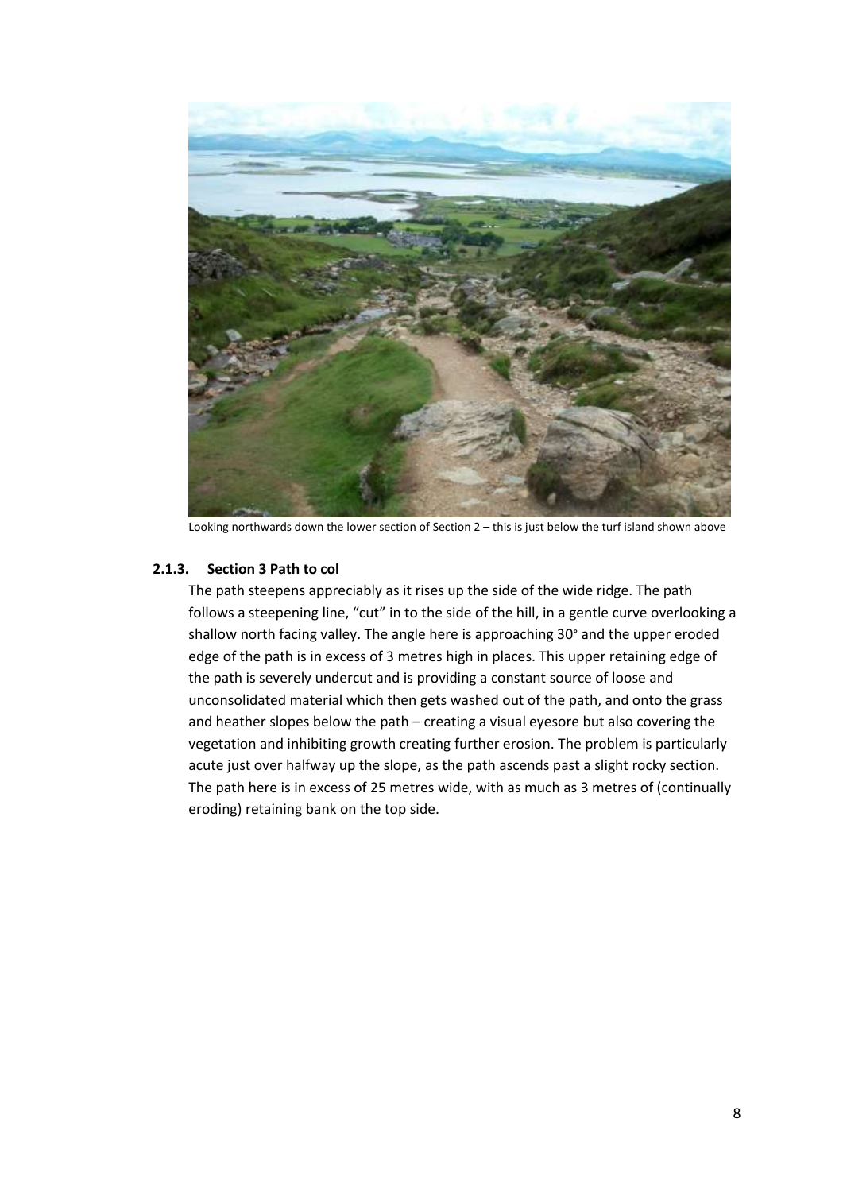Looking northwards down the lower section of Section 2 – this is just below the turf island shown above

### 2.1.3. Section 3 Path to col

The path steepens appreciably as it rises up the side of the wide ridge. The path follows a steepening line, "cut" in to the side of the hill, in a gentle curve overlooking a shallow north facing valley. The angle here is approaching 30° and the upper eroded edge of the path is in excess of 3 metres high in places. This upper retaining edge of the path is severely undercut and is providing a constant source of loose and unconsolidated material which then gets washed out of the path, and onto the grass and heather slopes below the path – creating a visual eyesore but also covering the vegetation and inhibiting growth creating further erosion. The problem is particularly acute just over halfway up the slope, as the path ascends past a slight rocky section. The path here is in excess of 25 metres wide, with as much as 3 metres of (continually eroding) retaining bank on the top side.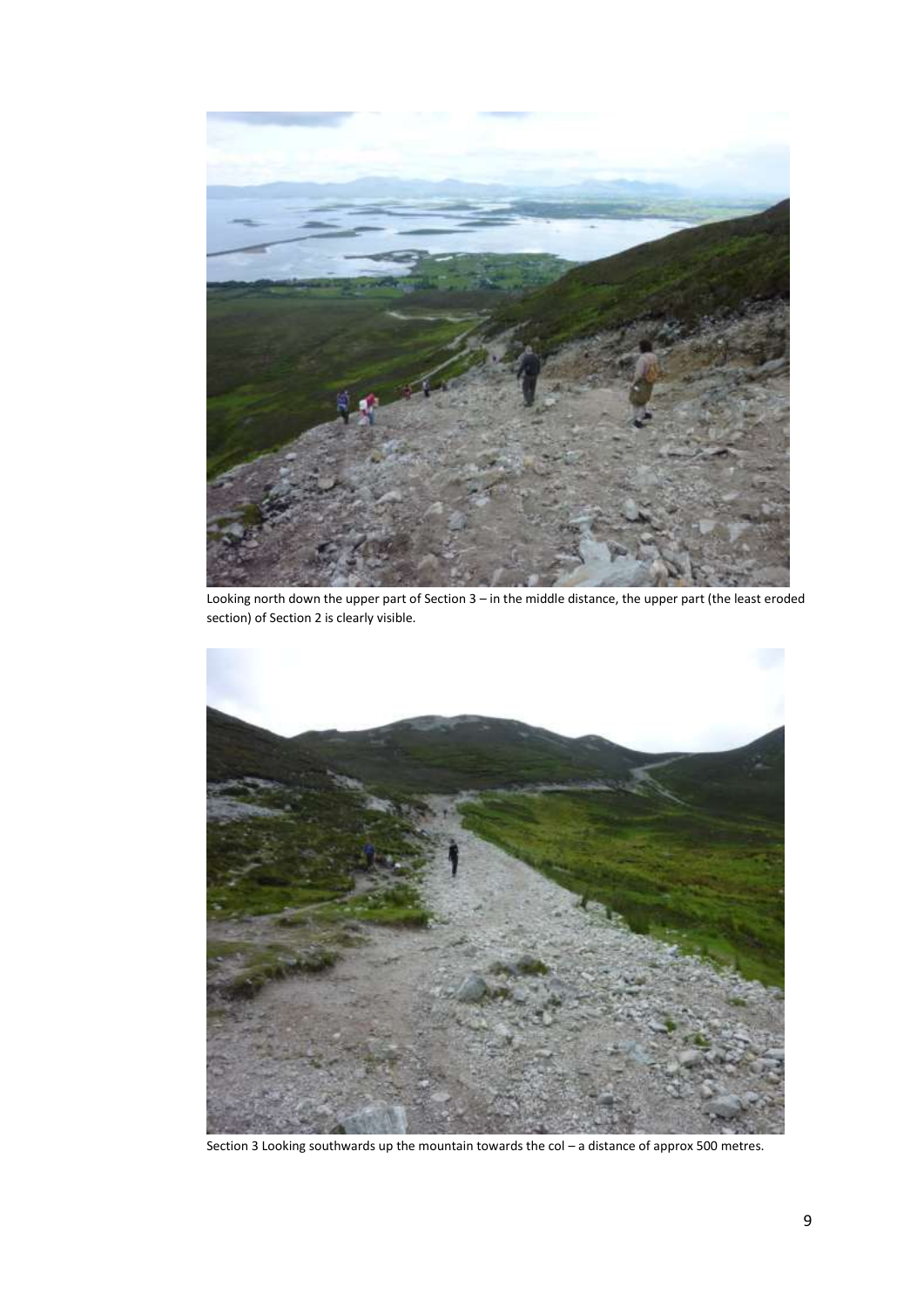Looking north down the upper part of Section 3 – in the middle distance, the upper part (the least eroded section) of Section 2 is clearly visible.

Section 3 Looking southwards up the mountain towards the col – a distance of approx 500 metres.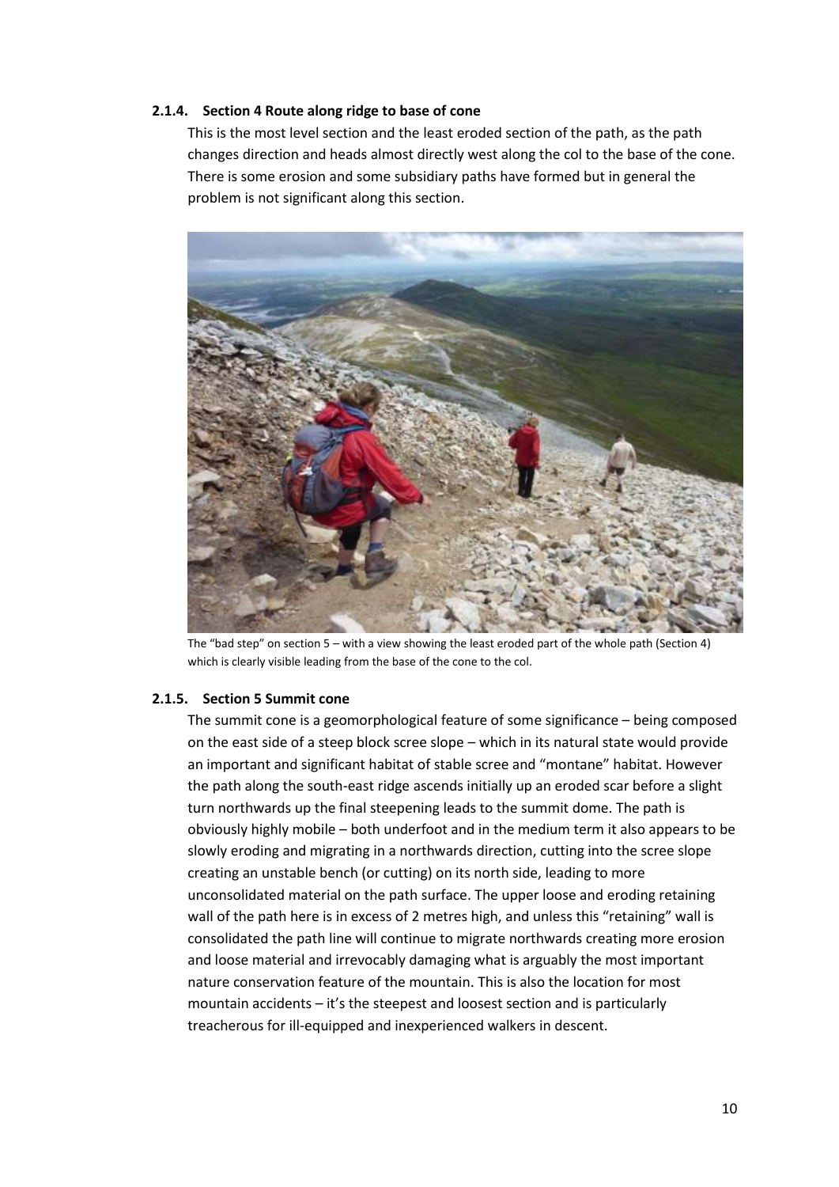### 2.1.4. Section 4 Route along ridge to base of cone

This is the most level section and the least eroded section of the path, as the path changes direction and heads almost directly west along the col to the base of the cone. There is some erosion and some subsidiary paths have formed but in general the problem is not significant along this section.

The "bad step" on section 5 – with a view showing the least eroded part of the whole path (Section 4) which is clearly visible leading from the base of the cone to the col.

### 2.1.5. Section 5 Summit cone

The summit cone is a geomorphological feature of some significance – being composed on the east side of a steep block scree slope – which in its natural state would provide an important and significant habitat of stable scree and "montane" habitat. However the path along the south-east ridge ascends initially up an eroded scar before a slight turn northwards up the final steepening leads to the summit dome. The path is obviously highly mobile – both underfoot and in the medium term it also appears to be slowly eroding and migrating in a northwards direction, cutting into the scree slope creating an unstable bench (or cutting) on its north side, leading to more unconsolidated material on the path surface. The upper loose and eroding retaining wall of the path here is in excess of 2 metres high, and unless this "retaining" wall is consolidated the path line will continue to migrate northwards creating more erosion and loose material and irrevocably damaging what is arguably the most important nature conservation feature of the mountain. This is also the location for most mountain accidents – it's the steepest and loosest section and is particularly treacherous for ill-equipped and inexperienced walkers in descent.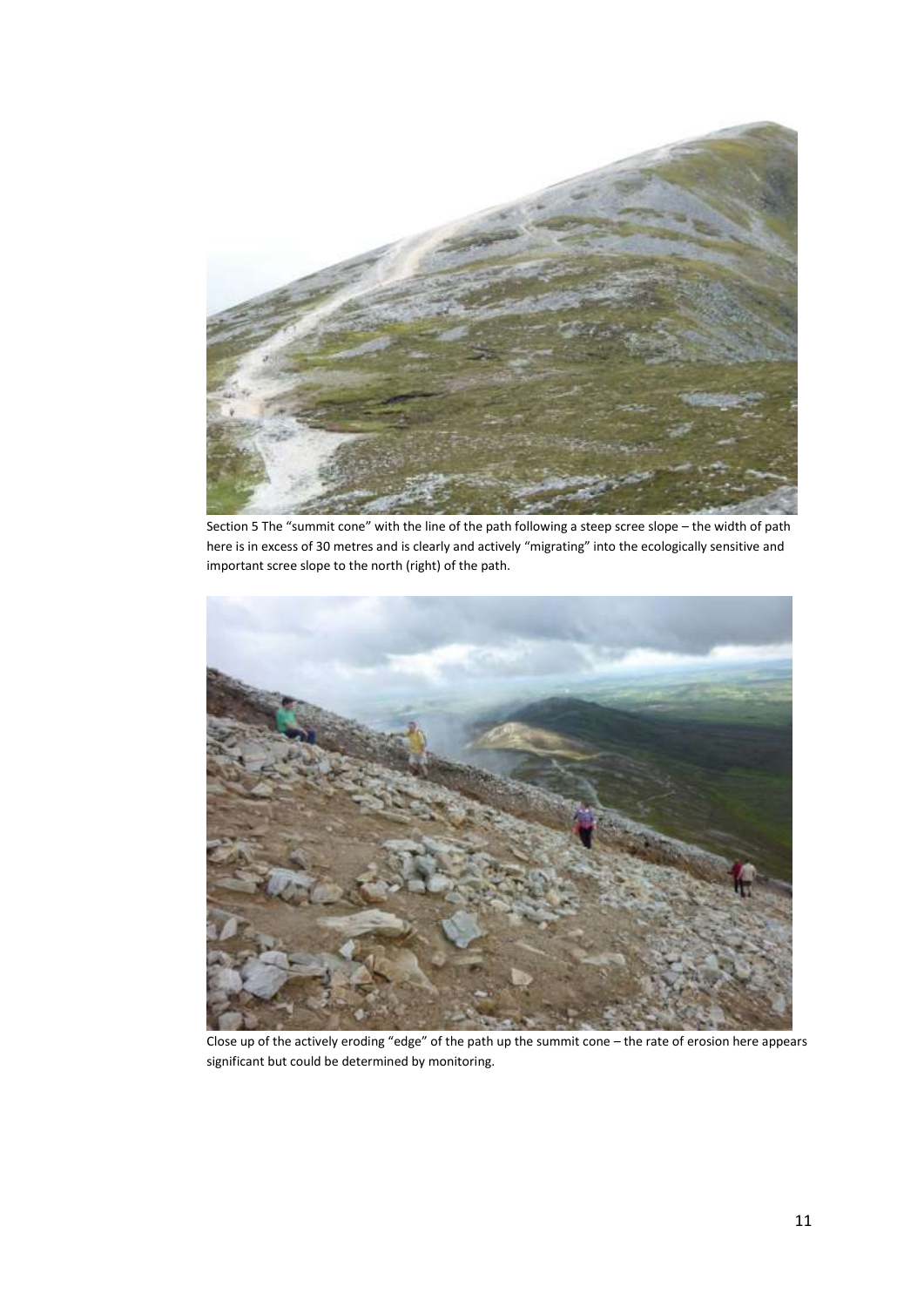Section 5 The “summit cone” with the line of the path following a steep scree slope – the width of path here is in excess of 30 metres and is clearly and actively “migrating” into the ecologically sensitive and important scree slope to the north (right) of the path.

Close up of the actively eroding “edge” of the path up the summit cone – the rate of erosion here appears significant but could be determined by monitoring.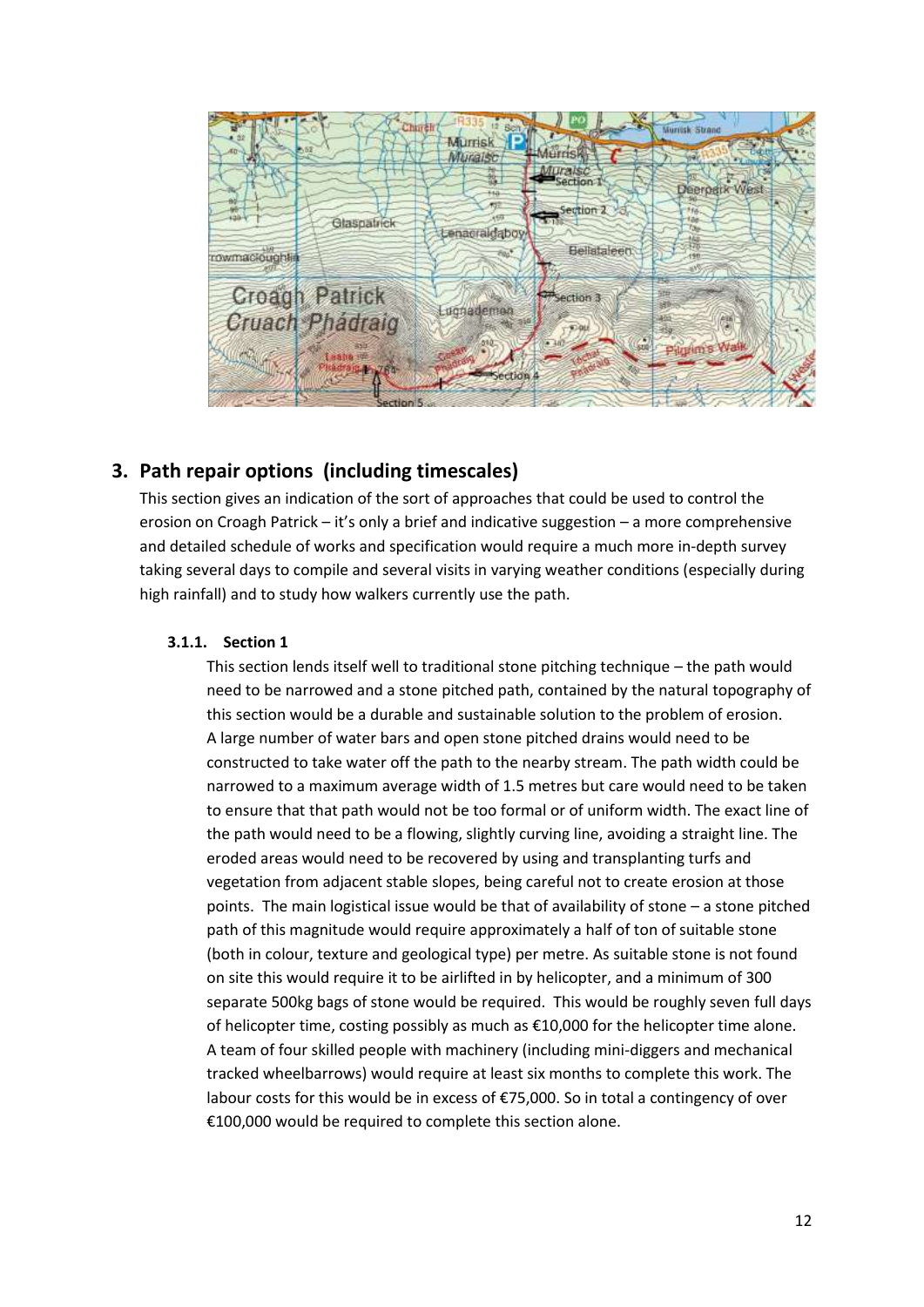## 3. Path repair options (including timescales)

This section gives an indication of the sort of approaches that could be used to control the erosion on Croagh Patrick – it's only a brief and indicative suggestion – a more comprehensive and detailed schedule of works and specification would require a much more in-depth survey taking several days to compile and several visits in varying weather conditions (especially during high rainfall) and to study how walkers currently use the path.

#### 3.1.1. Section 1

This section lends itself well to traditional stone pitching technique – the path would need to be narrowed and a stone pitched path, contained by the natural topography of this section would be a durable and sustainable solution to the problem of erosion. A large number of water bars and open stone pitched drains would need to be constructed to take water off the path to the nearby stream. The path width could be narrowed to a maximum average width of 1.5 metres but care would need to be taken to ensure that that path would not be too formal or of uniform width. The exact line of the path would need to be a flowing, slightly curving line, avoiding a straight line. The eroded areas would need to be recovered by using and transplanting turfs and vegetation from adjacent stable slopes, being careful not to create erosion at those points. The main logistical issue would be that of availability of stone – a stone pitched path of this magnitude would require approximately a half of ton of suitable stone (both in colour, texture and geological type) per metre. As suitable stone is not found on site this would require it to be airlifted in by helicopter, and a minimum of 300 separate 500kg bags of stone would be required. This would be roughly seven full days of helicopter time, costing possibly as much as €10,000 for the helicopter time alone. A team of four skilled people with machinery (including mini-diggers and mechanical tracked wheelbarrows) would require at least six months to complete this work. The labour costs for this would be in excess of €75,000. So in total a contingency of over €100,000 would be required to complete this section alone.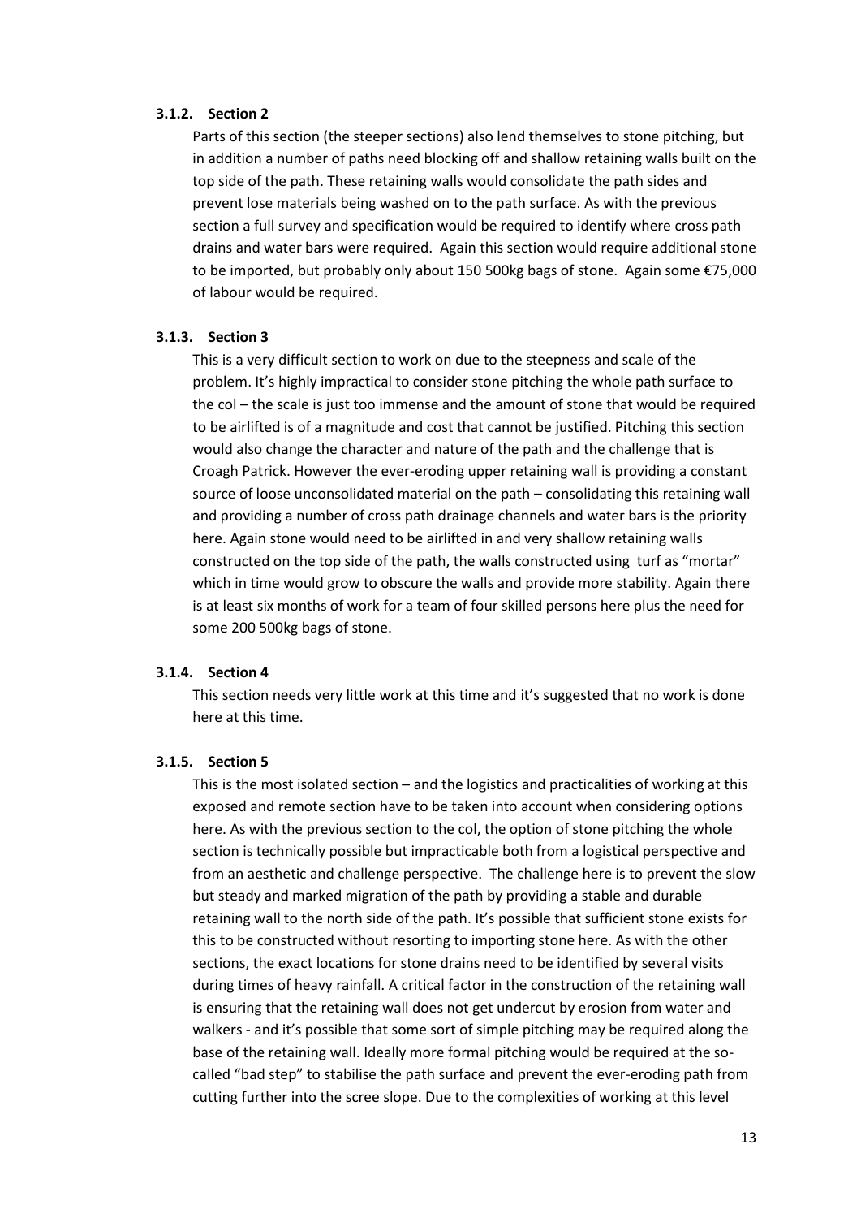#### 3.1.2. Section 2

Parts of this section (the steeper sections) also lend themselves to stone pitching, but in addition a number of paths need blocking off and shallow retaining walls built on the top side of the path. These retaining walls would consolidate the path sides and prevent lose materials being washed on to the path surface. As with the previous section a full survey and specification would be required to identify where cross path drains and water bars were required. Again this section would require additional stone to be imported, but probably only about 150 500kg bags of stone. Again some €75,000 of labour would be required.

#### 3.1.3. Section 3

This is a very difficult section to work on due to the steepness and scale of the problem. It's highly impractical to consider stone pitching the whole path surface to the col – the scale is just too immense and the amount of stone that would be required to be airlifted is of a magnitude and cost that cannot be justified. Pitching this section would also change the character and nature of the path and the challenge that is Croagh Patrick. However the ever-eroding upper retaining wall is providing a constant source of loose unconsolidated material on the path – consolidating this retaining wall and providing a number of cross path drainage channels and water bars is the priority here. Again stone would need to be airlifted in and very shallow retaining walls constructed on the top side of the path, the walls constructed using turf as "mortar" which in time would grow to obscure the walls and provide more stability. Again there is at least six months of work for a team of four skilled persons here plus the need for some 200 500kg bags of stone.

#### 3.1.4. Section 4

This section needs very little work at this time and it's suggested that no work is done here at this time.

#### 3.1.5. Section 5

This is the most isolated section – and the logistics and practicalities of working at this exposed and remote section have to be taken into account when considering options here. As with the previous section to the col, the option of stone pitching the whole section is technically possible but impracticable both from a logistical perspective and from an aesthetic and challenge perspective. The challenge here is to prevent the slow but steady and marked migration of the path by providing a stable and durable retaining wall to the north side of the path. It's possible that sufficient stone exists for this to be constructed without resorting to importing stone here. As with the other sections, the exact locations for stone drains need to be identified by several visits during times of heavy rainfall. A critical factor in the construction of the retaining wall is ensuring that the retaining wall does not get undercut by erosion from water and walkers - and it's possible that some sort of simple pitching may be required along the base of the retaining wall. Ideally more formal pitching would be required at the so-called "bad step" to stabilise the path surface and prevent the ever-eroding path from cutting further into the scree slope. Due to the complexities of working at this level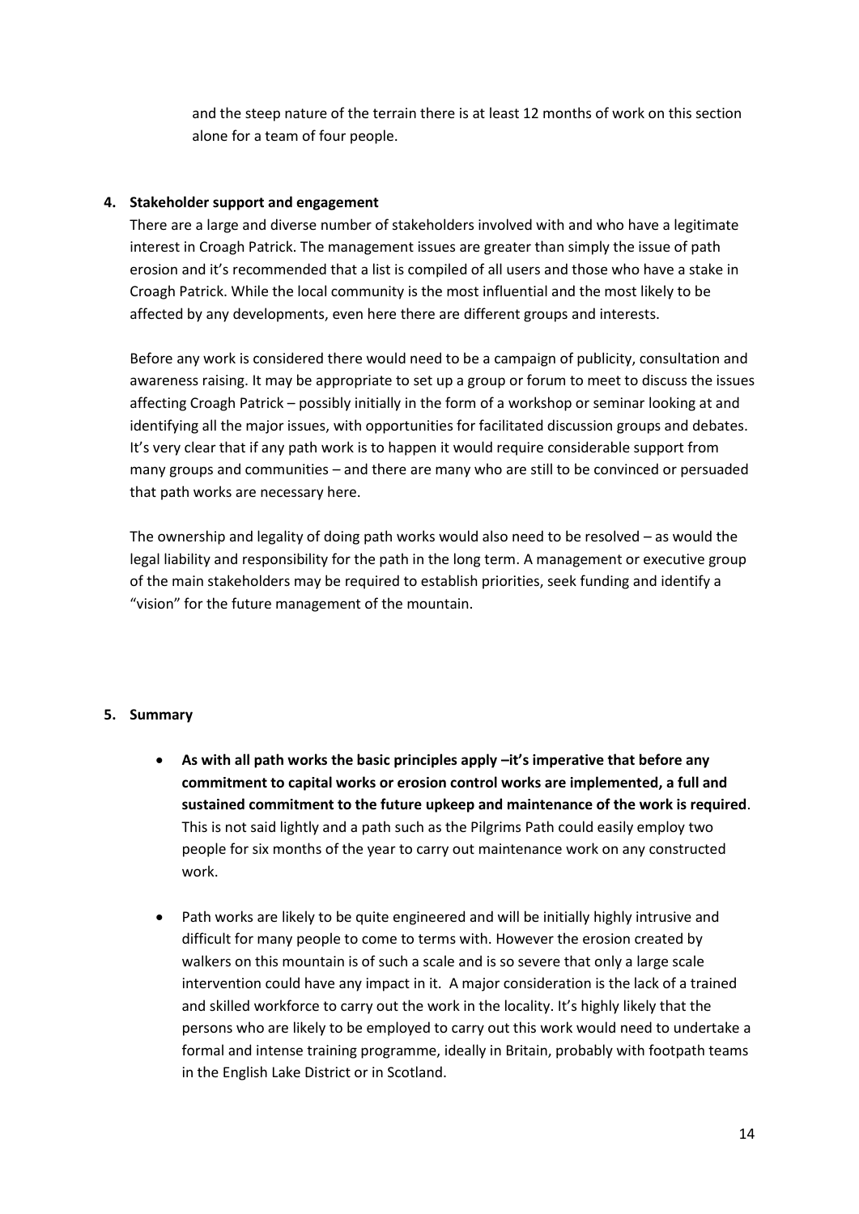and the steep nature of the terrain there is at least 12 months of work on this section alone for a team of four people.

**4. Stakeholder support and engagement**

There are a large and diverse number of stakeholders involved with and who have a legitimate interest in Croagh Patrick. The management issues are greater than simply the issue of path erosion and it's recommended that a list is compiled of all users and those who have a stake in Croagh Patrick. While the local community is the most influential and the most likely to be affected by any developments, even here there are different groups and interests.

Before any work is considered there would need to be a campaign of publicity, consultation and awareness raising. It may be appropriate to set up a group or forum to meet to discuss the issues affecting Croagh Patrick – possibly initially in the form of a workshop or seminar looking at and identifying all the major issues, with opportunities for facilitated discussion groups and debates. It's very clear that if any path work is to happen it would require considerable support from many groups and communities – and there are many who are still to be convinced or persuaded that path works are necessary here.

The ownership and legality of doing path works would also need to be resolved – as would the legal liability and responsibility for the path in the long term. A management or executive group of the main stakeholders may be required to establish priorities, seek funding and identify a "vision" for the future management of the mountain.

**5. Summary**

- **As with all path works the basic principles apply –it's imperative that before any commitment to capital works or erosion control works are implemented, a full and sustained commitment to the future upkeep and maintenance of the work is required**. This is not said lightly and a path such as the Pilgrims Path could easily employ two people for six months of the year to carry out maintenance work on any constructed work.

- Path works are likely to be quite engineered and will be initially highly intrusive and difficult for many people to come to terms with. However the erosion created by walkers on this mountain is of such a scale and is so severe that only a large scale intervention could have any impact in it. A major consideration is the lack of a trained and skilled workforce to carry out the work in the locality. It's highly likely that the persons who are likely to be employed to carry out this work would need to undertake a formal and intense training programme, ideally in Britain, probably with footpath teams in the English Lake District or in Scotland.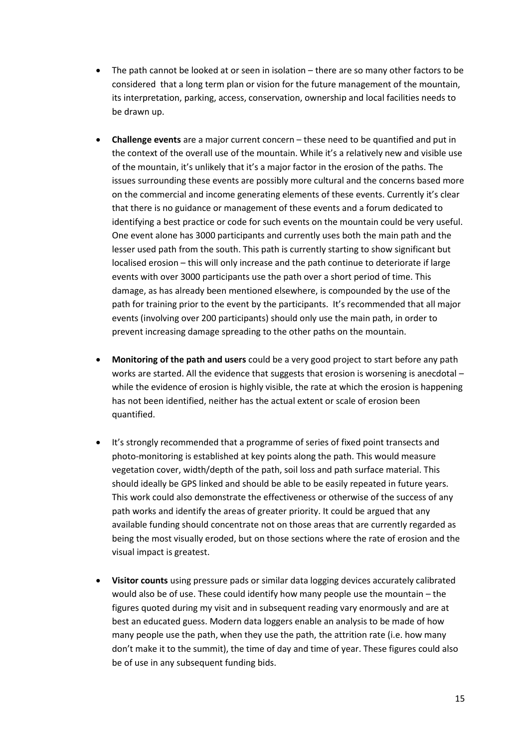- The path cannot be looked at or seen in isolation – there are so many other factors to be considered that a long term plan or vision for the future management of the mountain, its interpretation, parking, access, conservation, ownership and local facilities needs to be drawn up.

- **Challenge events** are a major current concern – these need to be quantified and put in the context of the overall use of the mountain. While it's a relatively new and visible use of the mountain, it's unlikely that it's a major factor in the erosion of the paths. The issues surrounding these events are possibly more cultural and the concerns based more on the commercial and income generating elements of these events. Currently it's clear that there is no guidance or management of these events and a forum dedicated to identifying a best practice or code for such events on the mountain could be very useful. One event alone has 3000 participants and currently uses both the main path and the lesser used path from the south. This path is currently starting to show significant but localised erosion – this will only increase and the path continue to deteriorate if large events with over 3000 participants use the path over a short period of time. This damage, as has already been mentioned elsewhere, is compounded by the use of the path for training prior to the event by the participants. It's recommended that all major events (involving over 200 participants) should only use the main path, in order to prevent increasing damage spreading to the other paths on the mountain.

- **Monitoring of the path and users** could be a very good project to start before any path works are started. All the evidence that suggests that erosion is worsening is anecdotal – while the evidence of erosion is highly visible, the rate at which the erosion is happening has not been identified, neither has the actual extent or scale of erosion been quantified.

- It's strongly recommended that a programme of series of fixed point transects and photo-monitoring is established at key points along the path. This would measure vegetation cover, width/depth of the path, soil loss and path surface material. This should ideally be GPS linked and should be able to be easily repeated in future years. This work could also demonstrate the effectiveness or otherwise of the success of any path works and identify the areas of greater priority. It could be argued that any available funding should concentrate not on those areas that are currently regarded as being the most visually eroded, but on those sections where the rate of erosion and the visual impact is greatest.

- **Visitor counts** using pressure pads or similar data logging devices accurately calibrated would also be of use. These could identify how many people use the mountain – the figures quoted during my visit and in subsequent reading vary enormously and are at best an educated guess. Modern data loggers enable an analysis to be made of how many people use the path, when they use the path, the attrition rate (i.e. how many don't make it to the summit), the time of day and time of year. These figures could also be of use in any subsequent funding bids.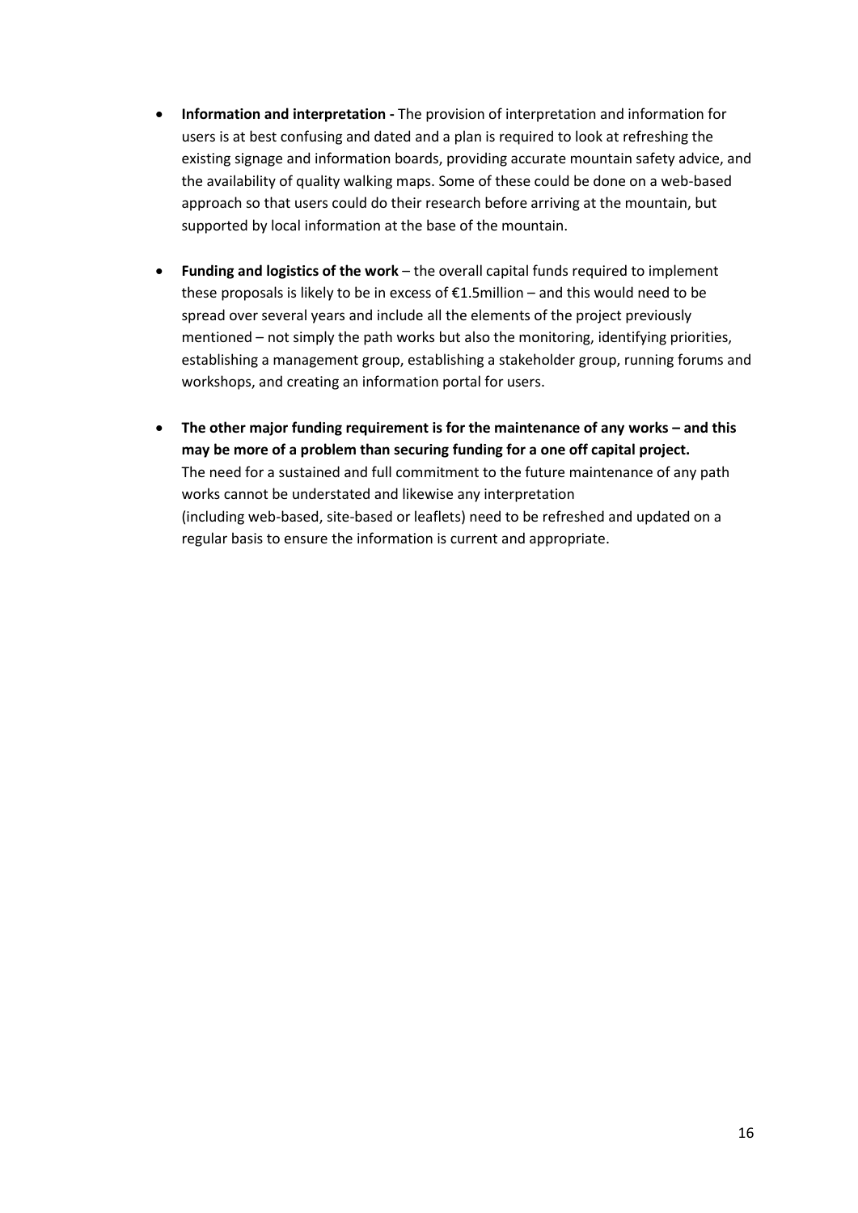- **Information and interpretation -** The provision of interpretation and information for users is at best confusing and dated and a plan is required to look at refreshing the existing signage and information boards, providing accurate mountain safety advice, and the availability of quality walking maps. Some of these could be done on a web-based approach so that users could do their research before arriving at the mountain, but supported by local information at the base of the mountain.

- **Funding and logistics of the work** – the overall capital funds required to implement these proposals is likely to be in excess of €1.5million – and this would need to be spread over several years and include all the elements of the project previously mentioned – not simply the path works but also the monitoring, identifying priorities, establishing a management group, establishing a stakeholder group, running forums and workshops, and creating an information portal for users.

- **The other major funding requirement is for the maintenance of any works – and this may be more of a problem than securing funding for a one off capital project.** The need for a sustained and full commitment to the future maintenance of any path works cannot be understated and likewise any interpretation (including web-based, site-based or leaflets) need to be refreshed and updated on a regular basis to ensure the information is current and appropriate.